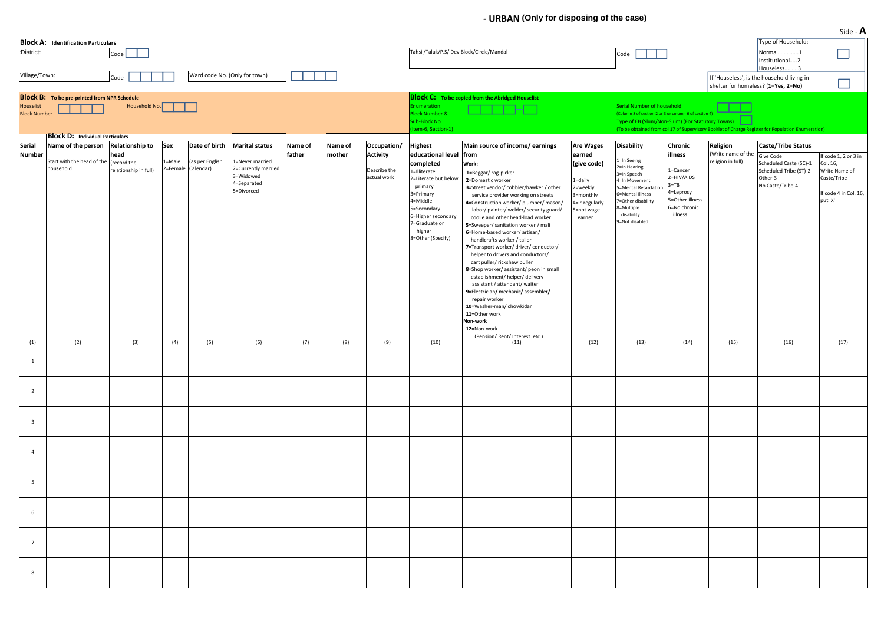# - URBAN (Only for disposing of the case)

Side - **A**

**Block A: Identification Particulars**

| | | | |
|---|---|---|---|
| District: | Code | Tahsil/Taluk/P.S/ Dev.Block/Circle/Mandal | Code |
| Village/Town: | Code | Ward code No. (Only for town) | |

Type of Household: Normal.............1 Institutional......2 Houseless.........3

If 'Houseless', is the household living in shelter for homeless? (**1=Yes, 2=No**)

**Block B: To be pre-printed from NPR Schedule**

Houselist Block Number — Household No.

**Block C: To be copied from the Abridged Houselist**

Enumeration Block Number & Sub-Block No. (Item-6, Section-1)

Serial Number of household (Column 8 of section 2 or 3 or column 6 of section 4)

Type of EB (Slum/Non-Slum) (For Statutory Towns)

(To be obtained from col.17 of Supervisory Booklet of Charge Register for Population Enumeration)

**Block D: Individual Particulars**

| Serial Number | Name of the person<br>Start with the head of the household | Relationship to head<br>(record the relationship in full) | Sex<br>1=Male<br>2=Female | Date of birth<br>(as per English Calendar) | Marital status<br>1=Never married<br>2=Currently married<br>3=Widowed<br>4=Separated<br>5=Divorced | Name of father | Name of mother | Occupation/ Activity<br>Describe the actual work | Highest educational level completed<br>1=Illiterate<br>2=Literate but below primary<br>3=Primary<br>4=Middle<br>5=Secondary<br>6=Higher secondary<br>7=Graduate or higher<br>8=Other (Specify) | Main source of income/ earnings from<br>**Work:**<br>1=Beggar/ rag-picker<br>2=Domestic worker<br>3=Street vendor/ cobbler/hawker / other service provider working on streets<br>4=Construction worker/ plumber/ mason/ labor/ painter/ welder/ security guard/ coolie and other head-load worker<br>5=Sweeper/ sanitation worker / mali<br>6=Home-based worker/ artisan/ handicrafts worker / tailor<br>7=Transport worker/ driver/ conductor/ helper to drivers and conductors/ cart puller/ rickshaw puller<br>8=Shop worker/ assistant/ peon in small establishment/ helper/ delivery assistant / attendant/ waiter<br>9=Electrician/ mechanic/ assembler/ repair worker<br>10=Washer-man/ chowkidar<br>11=Other work<br>**Non-work**<br>12=Non-work<br>(Pension/ Rent/ Interest, etc.) | Are Wages earned (give code)<br>1=daily<br>2=weekly<br>3=monthly<br>4=ir-regularly<br>5=not wage earner | Disability<br>1=In Seeing<br>2=In Hearing<br>3=In Speech<br>4=In Movement<br>5=Mental Retardation<br>6=Mental Illness<br>7=Other disability<br>8=Multiple disability<br>9=Not disabled | Chronic illness<br>1=Cancer<br>2=HIV/AIDS<br>3=TB<br>4=Leprosy<br>5=Other illness<br>6=No chronic illness | Religion<br>(Write name of the religion in full) | Caste/Tribe Status<br>Give Code<br>Scheduled Caste (SC)-1<br>Scheduled Tribe (ST)-2<br>Other-3<br>No Caste/Tribe-4 | If code 1, 2 or 3 in Col. 16, Write Name of Caste/Tribe<br>If code 4 in Col. 16, put 'X' |
|---|---|---|---|---|---|---|---|---|---|---|---|---|---|---|---|---|
| (1) | (2) | (3) | (4) | (5) | (6) | (7) | (8) | (9) | (10) | (11) | (12) | (13) | (14) | (15) | (16) | (17) |
| 1 | | | | | | | | | | | | | | | | |
| 2 | | | | | | | | | | | | | | | | |
| 3 | | | | | | | | | | | | | | | | |
| 4 | | | | | | | | | | | | | | | | |
| 5 | | | | | | | | | | | | | | | | |
| 6 | | | | | | | | | | | | | | | | |
| 7 | | | | | | | | | | | | | | | | |
| 8 | | | | | | | | | | | | | | | | |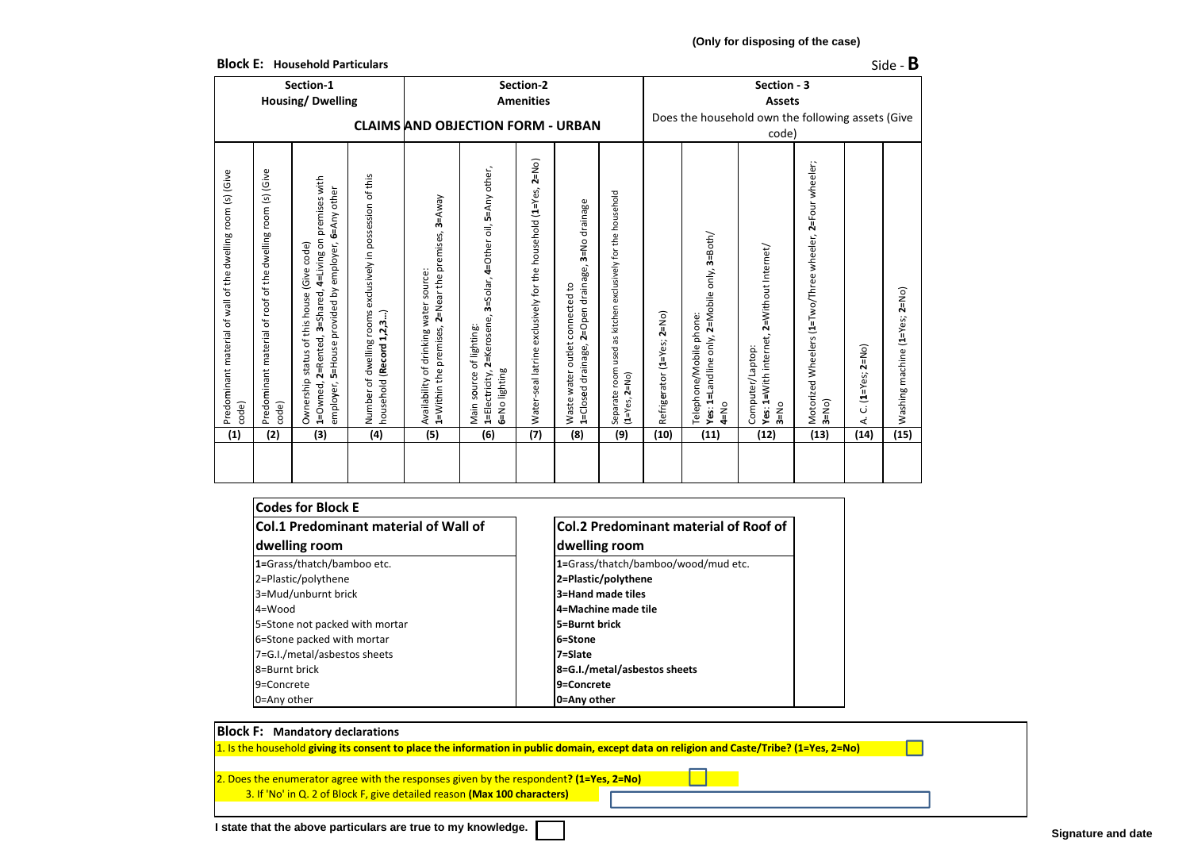(Only for disposing of the case)

Side - **B**

**Block E: Household Particulars**

**CLAIMS AND OBJECTION FORM - URBAN**

| Section-1 Housing/ Dwelling | | | | Section-2 Amenities | | | | | Section - 3 Assets — Does the household own the following assets (Give code) | | | | | |
|---|---|---|---|---|---|---|---|---|---|---|---|---|---|---|
| Predominant material of wall of the dwelling room (s) (Give code) | Predominant material of roof of the dwelling room (s) (Give code) | Ownership status of this house (Give code) **1**=Owned, **2**=Rented, **3**=Shared, **4**=Living on premises with employer, **5**=House provided by employer, **6**=Any other | Number of dwelling rooms exclusively in possession of this household (**Record 1,2,3...**) | Availability of drinking water source: **1**=Within the premises, **2**=Near the premises, **3**=Away | Main source of lighting: **1**=Electricity, **2**=Kerosene, **3**=Solar, **4**=Other oil, **5**=Any other, **6**=No lighting | Water-seal latrine exclusively for the household (**1**=Yes, **2**=No) | Waste water outlet connected to **1**=Closed drainage, **2**=Open drainage, **3**=No drainage | Separate room used as kitchen exclusively for the household (**1**=Yes, **2**=No) | Refrigerator (**1**=Yes; **2**=No) | Telephone/Mobile phone: **Yes: 1**=Landline only, **2**=Mobile only, **3**=Both/ **4**=No | Computer/Laptop: **Yes: 1**=With internet, **2**=Without Internet/ **3**=No | Motorized Wheelers (**1**=Two/Three wheeler, **2**=Four wheeler; **3**=No) | A. C. (**1**=Yes; **2**=No) | Washing machine (**1**=Yes; **2**=No) |
| **(1)** | **(2)** | **(3)** | **(4)** | **(5)** | **(6)** | **(7)** | **(8)** | **(9)** | **(10)** | **(11)** | **(12)** | **(13)** | **(14)** | **(15)** |
| | | | | | | | | | | | | | | |

**Codes for Block E**

| Col.1 Predominant material of Wall of dwelling room | Col.2 Predominant material of Roof of dwelling room |
|---|---|
| **1**=Grass/thatch/bamboo etc. | **1**=Grass/thatch/bamboo/wood/mud etc. |
| 2=Plastic/polythene | **2=Plastic/polythene** |
| 3=Mud/unburnt brick | **3=Hand made tiles** |
| 4=Wood | **4=Machine made tile** |
| 5=Stone not packed with mortar | **5=Burnt brick** |
| 6=Stone packed with mortar | **6=Stone** |
| 7=G.I./metal/asbestos sheets | **7=Slate** |
| 8=Burnt brick | **8=G.I./metal/asbestos sheets** |
| 9=Concrete | **9=Concrete** |
| 0=Any other | **0=Any other** |

**Block F: Mandatory declarations**

1. Is the household **giving its consent to place the information in public domain, except data on religion and Caste/Tribe? (1=Yes, 2=No)** ☐

2. Does the enumerator agree with the responses given by the respondent**? (1=Yes, 2=No)** ☐

3. If 'No' in Q. 2 of Block F, give detailed reason **(Max 100 characters)** ____________

**I state that the above particulars are true to my knowledge.** ☐

**Signature and date**